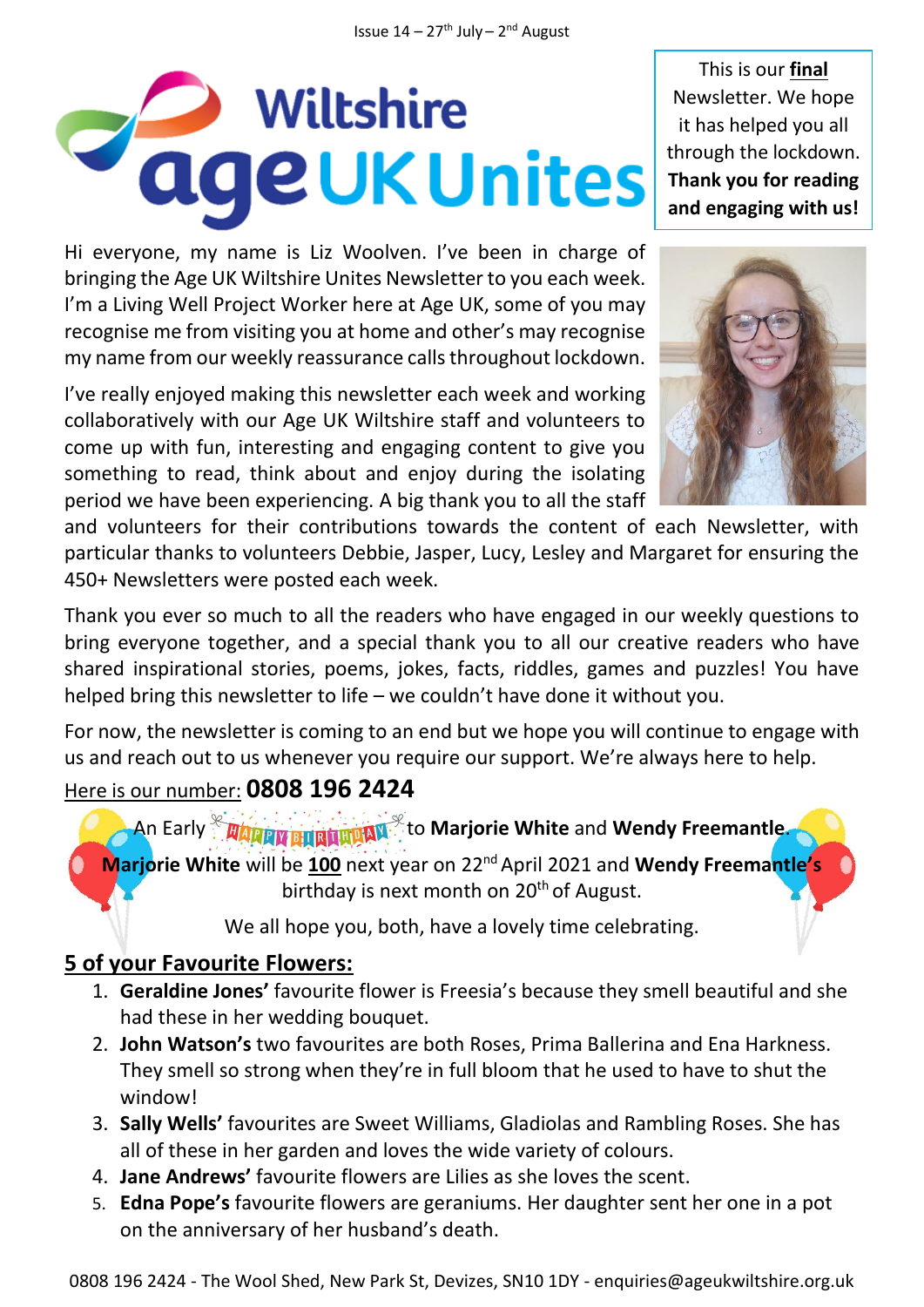Issue 14 – 27th July – 2nd August

# Wiltshire age UK Unites

This is our **final** Newsletter. We hope it has helped you all through the lockdown. **Thank you for reading and engaging with us!**

Hi everyone, my name is Liz Woolven. I've been in charge of bringing the Age UK Wiltshire Unites Newsletter to you each week. I'm a Living Well Project Worker here at Age UK, some of you may recognise me from visiting you at home and other's may recognise my name from our weekly reassurance calls throughout lockdown.

I've really enjoyed making this newsletter each week and working collaboratively with our Age UK Wiltshire staff and volunteers to come up with fun, interesting and engaging content to give you something to read, think about and enjoy during the isolating period we have been experiencing. A big thank you to all the staff and volunteers for their contributions towards the content of each Newsletter, with particular thanks to volunteers Debbie, Jasper, Lucy, Lesley and Margaret for ensuring the 450+ Newsletters were posted each week.

Thank you ever so much to all the readers who have engaged in our weekly questions to bring everyone together, and a special thank you to all our creative readers who have shared inspirational stories, poems, jokes, facts, riddles, games and puzzles! You have helped bring this newsletter to life – we couldn't have done it without you.

For now, the newsletter is coming to an end but we hope you will continue to engage with us and reach out to us whenever you require our support. We're always here to help.

Here is our number: **0808 196 2424**

An Early HAPPY BIRTHDAY to **Marjorie White** and **Wendy Freemantle**.

**Marjorie White** will be **100** next year on 22nd April 2021 and **Wendy Freemantle's** birthday is next month on 20th of August.

We all hope you, both, have a lovely time celebrating.

## 5 of your Favourite Flowers:

1. **Geraldine Jones'** favourite flower is Freesia's because they smell beautiful and she had these in her wedding bouquet.
2. **John Watson's** two favourites are both Roses, Prima Ballerina and Ena Harkness. They smell so strong when they're in full bloom that he used to have to shut the window!
3. **Sally Wells'** favourites are Sweet Williams, Gladiolas and Rambling Roses. She has all of these in her garden and loves the wide variety of colours.
4. **Jane Andrews'** favourite flowers are Lilies as she loves the scent.
5. **Edna Pope's** favourite flowers are geraniums. Her daughter sent her one in a pot on the anniversary of her husband's death.

0808 196 2424 - The Wool Shed, New Park St, Devizes, SN10 1DY - enquiries@ageukwiltshire.org.uk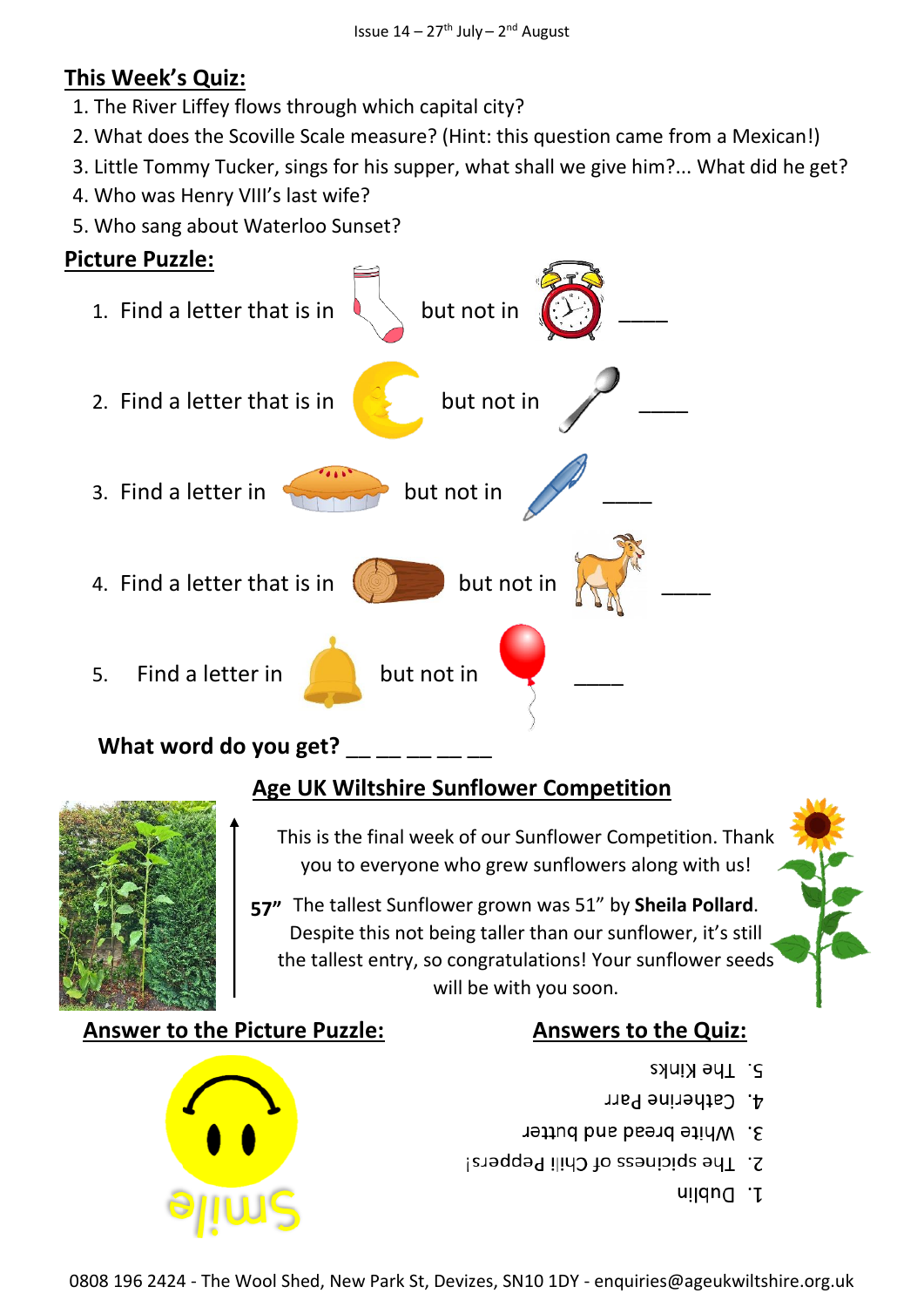## This Week's Quiz:

1. The River Liffey flows through which capital city?
2. What does the Scoville Scale measure? (Hint: this question came from a Mexican!)
3. Little Tommy Tucker, sings for his supper, what shall we give him?... What did he get?
4. Who was Henry VIII's last wife?
5. Who sang about Waterloo Sunset?

## Picture Puzzle:

1. Find a letter that is in [sock] but not in [clock] ____
2. Find a letter that is in [moon] but not in [spoon] ____
3. Find a letter in [pie] but not in [pen] ____
4. Find a letter that is in [log] but not in [goat] ____
5. Find a letter in [bell] but not in [balloon] ____

**What word do you get?** __ __ __ __ __

## Age UK Wiltshire Sunflower Competition

This is the final week of our Sunflower Competition. Thank you to everyone who grew sunflowers along with us!

**57"** The tallest Sunflower grown was 51" by **Sheila Pollard**. Despite this not being taller than our sunflower, it's still the tallest entry, so congratulations! Your sunflower seeds will be with you soon.

## Answer to the Picture Puzzle:

Smile

## Answers to the Quiz:

1. Dublin
2. The spiciness of Chili Peppers!
3. White bread and butter
4. Catherine Parr
5. The Kinks

0808 196 2424 - The Wool Shed, New Park St, Devizes, SN10 1DY - enquiries@ageukwiltshire.org.uk